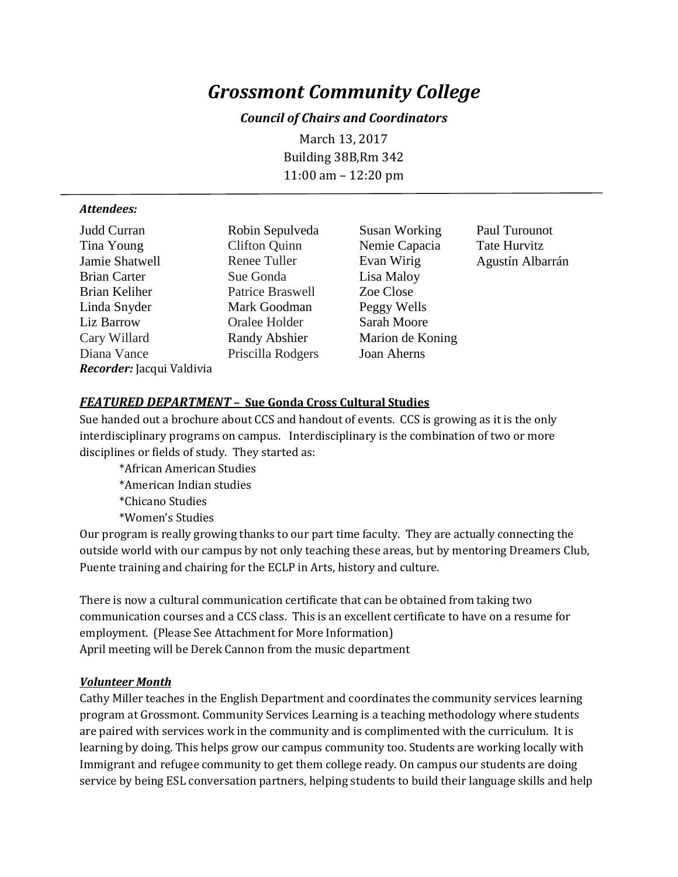# *Grossmont Community College*

***Council of Chairs and Coordinators***

March 13, 2017
Building 38B,Rm 342
11:00 am – 12:20 pm

---

***Attendees:***

Judd Curran
Tina Young
Jamie Shatwell
Brian Carter
Brian Keliher
Linda Snyder
Liz Barrow
Cary Willard
Diana Vance
Robin Sepulveda
Clifton Quinn
Renee Tuller
Sue Gonda
Patrice Braswell
Mark Goodman
Oralee Holder
Randy Abshier
Priscilla Rodgers
Susan Working
Nemie Capacia
Evan Wirig
Lisa Maloy
Zoe Close
Peggy Wells
Sarah Moore
Marion de Koning
Joan Aherns
Paul Turounot
Tate Hurvitz
Agustín Albarrán

***Recorder:*** Jacqui Valdivia

### ***FEATURED DEPARTMENT* – Sue Gonda Cross Cultural Studies**

Sue handed out a brochure about CCS and handout of events. CCS is growing as it is the only interdisciplinary programs on campus. Interdisciplinary is the combination of two or more disciplines or fields of study. They started as:

*African American Studies
*American Indian studies
*Chicano Studies
*Women's Studies

Our program is really growing thanks to our part time faculty. They are actually connecting the outside world with our campus by not only teaching these areas, but by mentoring Dreamers Club, Puente training and chairing for the ECLP in Arts, history and culture.

There is now a cultural communication certificate that can be obtained from taking two communication courses and a CCS class. This is an excellent certificate to have on a resume for employment. (Please See Attachment for More Information)
April meeting will be Derek Cannon from the music department

### ***Volunteer Month***

Cathy Miller teaches in the English Department and coordinates the community services learning program at Grossmont. Community Services Learning is a teaching methodology where students are paired with services work in the community and is complimented with the curriculum. It is learning by doing. This helps grow our campus community too. Students are working locally with Immigrant and refugee community to get them college ready. On campus our students are doing service by being ESL conversation partners, helping students to build their language skills and help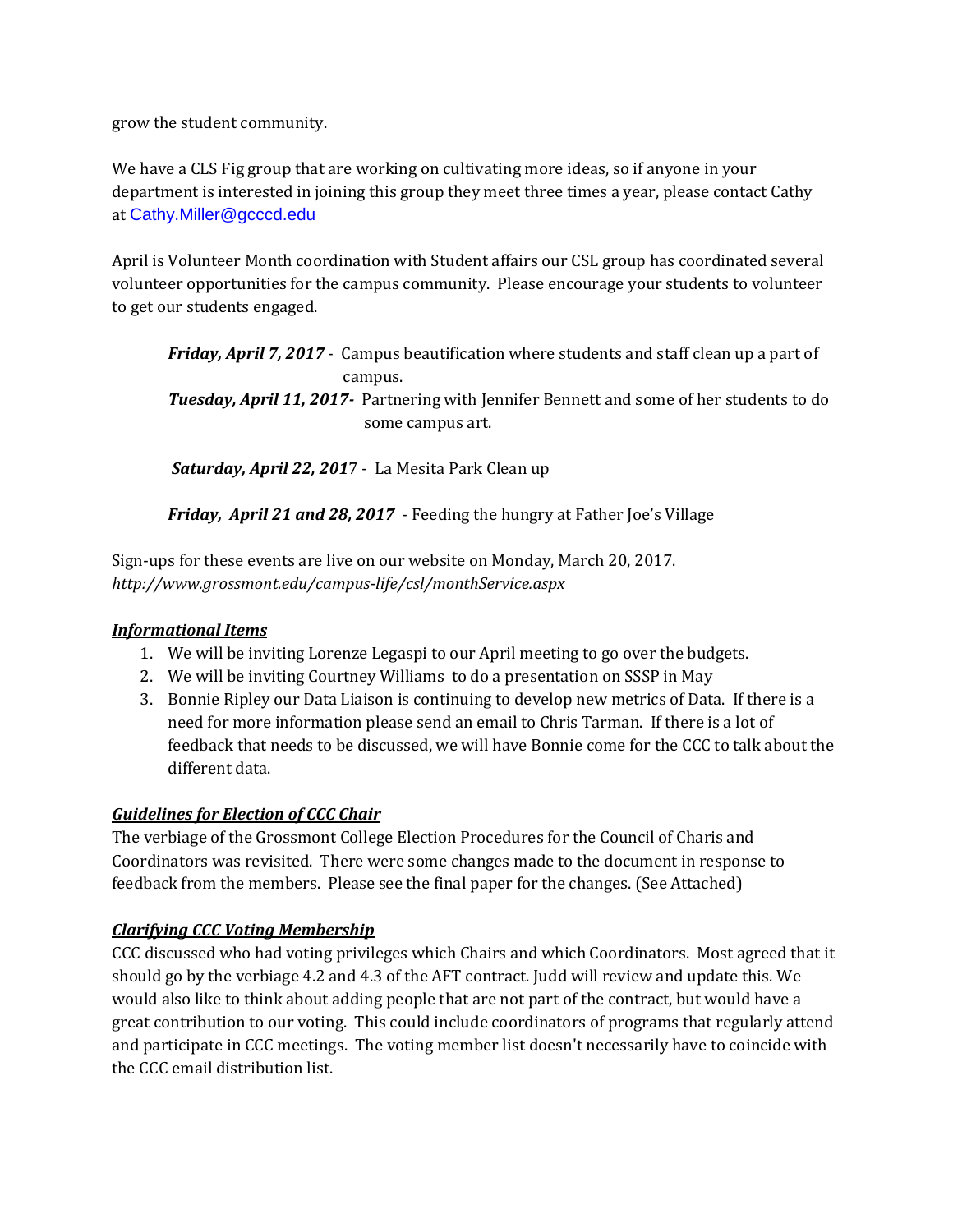grow the student community.

We have a CLS Fig group that are working on cultivating more ideas, so if anyone in your department is interested in joining this group they meet three times a year, please contact Cathy at Cathy.Miller@gcccd.edu

April is Volunteer Month coordination with Student affairs our CSL group has coordinated several volunteer opportunities for the campus community. Please encourage your students to volunteer to get our students engaged.

> ***Friday, April 7, 2017*** - Campus beautification where students and staff clean up a part of campus.
> ***Tuesday, April 11, 2017-*** Partnering with Jennifer Bennett and some of her students to do some campus art.
>
> ***Saturday, April 22, 201***7 - La Mesita Park Clean up
>
> ***Friday, April 21 and 28, 2017*** - Feeding the hungry at Father Joe's Village

Sign-ups for these events are live on our website on Monday, March 20, 2017.
*http://www.grossmont.edu/campus-life/csl/monthService.aspx*

***<u>Informational Items</u>***

1. We will be inviting Lorenze Legaspi to our April meeting to go over the budgets.
2. We will be inviting Courtney Williams to do a presentation on SSSP in May
3. Bonnie Ripley our Data Liaison is continuing to develop new metrics of Data. If there is a need for more information please send an email to Chris Tarman. If there is a lot of feedback that needs to be discussed, we will have Bonnie come for the CCC to talk about the different data.

***<u>Guidelines for Election of CCC Chair</u>***

The verbiage of the Grossmont College Election Procedures for the Council of Charis and Coordinators was revisited. There were some changes made to the document in response to feedback from the members. Please see the final paper for the changes. (See Attached)

***<u>Clarifying CCC Voting Membership</u>***

CCC discussed who had voting privileges which Chairs and which Coordinators. Most agreed that it should go by the verbiage 4.2 and 4.3 of the AFT contract. Judd will review and update this. We would also like to think about adding people that are not part of the contract, but would have a great contribution to our voting. This could include coordinators of programs that regularly attend and participate in CCC meetings. The voting member list doesn't necessarily have to coincide with the CCC email distribution list.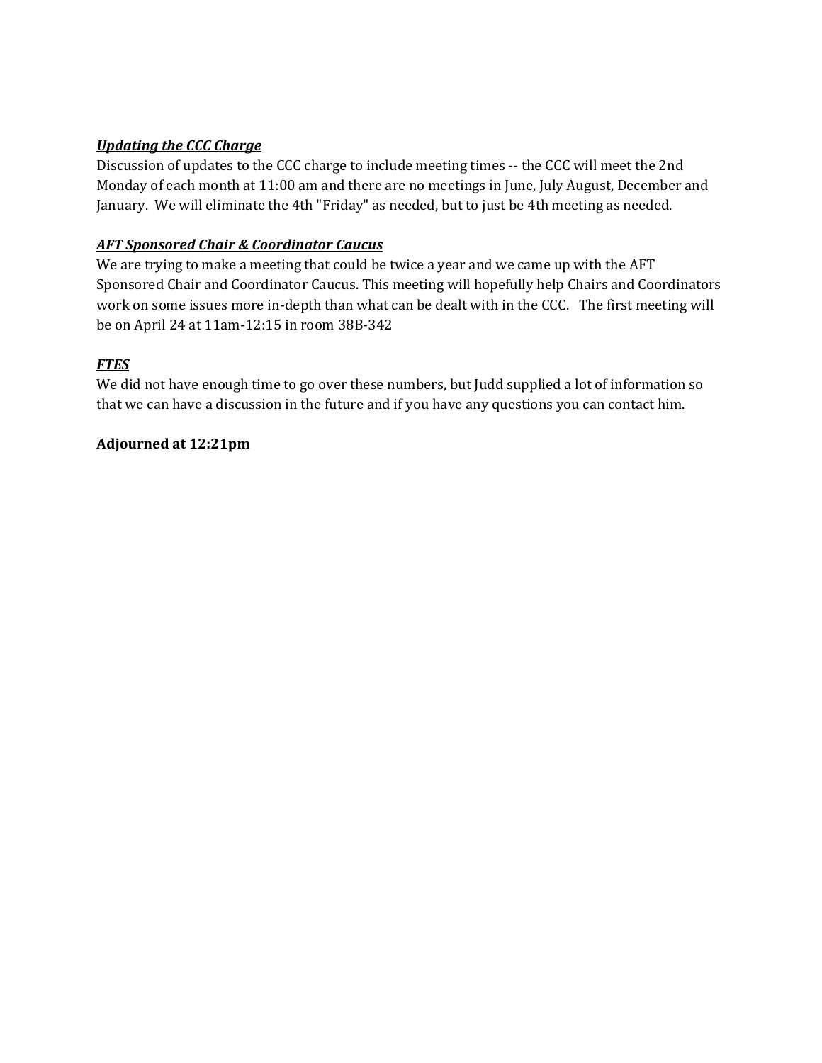***Updating the CCC Charge***

Discussion of updates to the CCC charge to include meeting times -- the CCC will meet the 2nd Monday of each month at 11:00 am and there are no meetings in June, July August, December and January. We will eliminate the 4th "Friday" as needed, but to just be 4th meeting as needed.

***AFT Sponsored Chair & Coordinator Caucus***

We are trying to make a meeting that could be twice a year and we came up with the AFT Sponsored Chair and Coordinator Caucus. This meeting will hopefully help Chairs and Coordinators work on some issues more in-depth than what can be dealt with in the CCC. The first meeting will be on April 24 at 11am-12:15 in room 38B-342

***FTES***

We did not have enough time to go over these numbers, but Judd supplied a lot of information so that we can have a discussion in the future and if you have any questions you can contact him.

**Adjourned at 12:21pm**